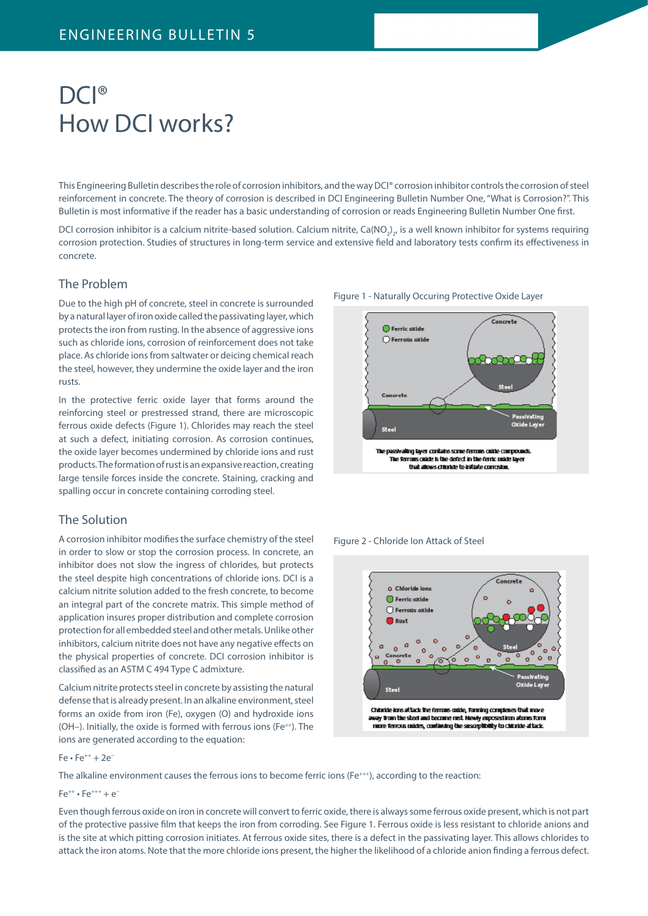# DCI®
# How DCI works?

This Engineering Bulletin describes the role of corrosion inhibitors, and the way DCI® corrosion inhibitor controls the corrosion of steel reinforcement in concrete. The theory of corrosion is described in DCI Engineering Bulletin Number One, "What is Corrosion?". This Bulletin is most informative if the reader has a basic understanding of corrosion or reads Engineering Bulletin Number One first.

DCI corrosion inhibitor is a calcium nitrite-based solution. Calcium nitrite, $Ca(NO_2)_2$, is a well known inhibitor for systems requiring corrosion protection. Studies of structures in long-term service and extensive field and laboratory tests confirm its effectiveness in concrete.

## The Problem

Due to the high pH of concrete, steel in concrete is surrounded by a natural layer of iron oxide called the passivating layer, which protects the iron from rusting. In the absence of aggressive ions such as chloride ions, corrosion of reinforcement does not take place. As chloride ions from saltwater or deicing chemical reach the steel, however, they undermine the oxide layer and the iron rusts.

In the protective ferric oxide layer that forms around the reinforcing steel or prestressed strand, there are microscopic ferrous oxide defects (Figure 1). Chlorides may reach the steel at such a defect, initiating corrosion. As corrosion continues, the oxide layer becomes undermined by chloride ions and rust products. The formation of rust is an expansive reaction, creating large tensile forces inside the concrete. Staining, cracking and spalling occur in concrete containing corroding steel.

Figure 1 - Naturally Occuring Protective Oxide Layer

The passivating layer contains some ferrous oxide compounds. The ferrous oxide is the defect in the ferric oxide layer that allows chloride to initiate corrosion.

## The Solution

A corrosion inhibitor modifies the surface chemistry of the steel in order to slow or stop the corrosion process. In concrete, an inhibitor does not slow the ingress of chlorides, but protects the steel despite high concentrations of chloride ions. DCI is a calcium nitrite solution added to the fresh concrete, to become an integral part of the concrete matrix. This simple method of application insures proper distribution and complete corrosion protection for all embedded steel and other metals. Unlike other inhibitors, calcium nitrite does not have any negative effects on the physical properties of concrete. DCI corrosion inhibitor is classified as an ASTM C 494 Type C admixture.

Calcium nitrite protects steel in concrete by assisting the natural defense that is already present. In an alkaline environment, steel forms an oxide from iron (Fe), oxygen (O) and hydroxide ions (OH–). Initially, the oxide is formed with ferrous ions ($Fe^{++}$). The ions are generated according to the equation:

Figure 2 - Chloride Ion Attack of Steel

Chloride ions attack the ferrous oxide, forming complexes that move away from the steel and become rust. Newly exposed iron atoms form more ferrous oxides, continuing the susceptibility to chloride attack.

$Fe \cdot Fe^{++} + 2e^-$

The alkaline environment causes the ferrous ions to become ferric ions ($Fe^{+++}$), according to the reaction:

$Fe^{++} \cdot Fe^{+++} + e^-$

Even though ferrous oxide on iron in concrete will convert to ferric oxide, there is always some ferrous oxide present, which is not part of the protective passive film that keeps the iron from corroding. See Figure 1. Ferrous oxide is less resistant to chloride anions and is the site at which pitting corrosion initiates. At ferrous oxide sites, there is a defect in the passivating layer. This allows chlorides to attack the iron atoms. Note that the more chloride ions present, the higher the likelihood of a chloride anion finding a ferrous defect.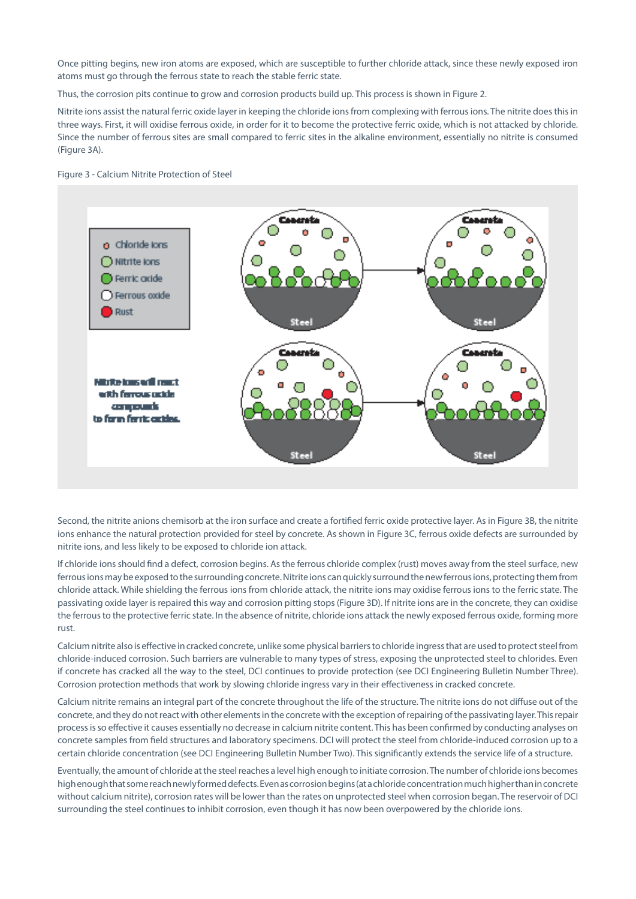Once pitting begins, new iron atoms are exposed, which are susceptible to further chloride attack, since these newly exposed iron atoms must go through the ferrous state to reach the stable ferric state.

Thus, the corrosion pits continue to grow and corrosion products build up. This process is shown in Figure 2.

Nitrite ions assist the natural ferric oxide layer in keeping the chloride ions from complexing with ferrous ions. The nitrite does this in three ways. First, it will oxidise ferrous oxide, in order for it to become the protective ferric oxide, which is not attacked by chloride. Since the number of ferrous sites are small compared to ferric sites in the alkaline environment, essentially no nitrite is consumed (Figure 3A).

Figure 3 - Calcium Nitrite Protection of Steel

Second, the nitrite anions chemisorb at the iron surface and create a fortified ferric oxide protective layer. As in Figure 3B, the nitrite ions enhance the natural protection provided for steel by concrete. As shown in Figure 3C, ferrous oxide defects are surrounded by nitrite ions, and less likely to be exposed to chloride ion attack.

If chloride ions should find a defect, corrosion begins. As the ferrous chloride complex (rust) moves away from the steel surface, new ferrous ions may be exposed to the surrounding concrete. Nitrite ions can quickly surround the new ferrous ions, protecting them from chloride attack. While shielding the ferrous ions from chloride attack, the nitrite ions may oxidise ferrous ions to the ferric state. The passivating oxide layer is repaired this way and corrosion pitting stops (Figure 3D). If nitrite ions are in the concrete, they can oxidise the ferrous to the protective ferric state. In the absence of nitrite, chloride ions attack the newly exposed ferrous oxide, forming more rust.

Calcium nitrite also is effective in cracked concrete, unlike some physical barriers to chloride ingress that are used to protect steel from chloride-induced corrosion. Such barriers are vulnerable to many types of stress, exposing the unprotected steel to chlorides. Even if concrete has cracked all the way to the steel, DCI continues to provide protection (see DCI Engineering Bulletin Number Three). Corrosion protection methods that work by slowing chloride ingress vary in their effectiveness in cracked concrete.

Calcium nitrite remains an integral part of the concrete throughout the life of the structure. The nitrite ions do not diffuse out of the concrete, and they do not react with other elements in the concrete with the exception of repairing of the passivating layer. This repair process is so effective it causes essentially no decrease in calcium nitrite content. This has been confirmed by conducting analyses on concrete samples from field structures and laboratory specimens. DCI will protect the steel from chloride-induced corrosion up to a certain chloride concentration (see DCI Engineering Bulletin Number Two). This significantly extends the service life of a structure.

Eventually, the amount of chloride at the steel reaches a level high enough to initiate corrosion. The number of chloride ions becomes high enough that some reach newly formed defects. Even as corrosion begins (at a chloride concentration much higher than in concrete without calcium nitrite), corrosion rates will be lower than the rates on unprotected steel when corrosion began. The reservoir of DCI surrounding the steel continues to inhibit corrosion, even though it has now been overpowered by the chloride ions.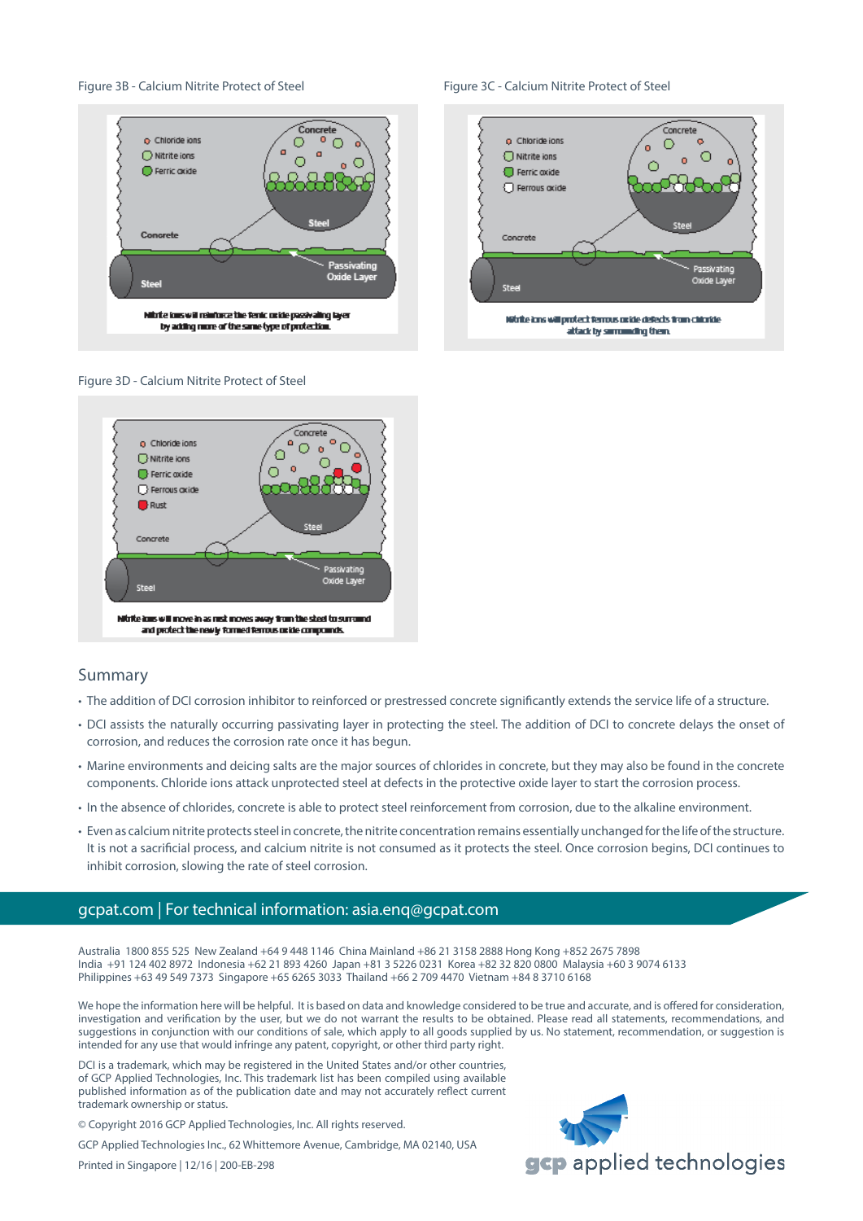Figure 3B - Calcium Nitrite Protect of Steel

Chloride ions
Nitrite ions
Ferric oxide
Concrete
Steel
Concrete
Passivating Oxide Layer
Steel

Nitrite ions will reinforce the ferric oxide passivating layer by adding more of the same type of protection.

Figure 3C - Calcium Nitrite Protect of Steel

Chloride ions
Nitrite ions
Ferric oxide
Ferrous oxide
Concrete
Steel
Concrete
Passivating Oxide Layer
Steel

Nitrite ions will protect ferrous oxide defects from chloride attack by surrounding them.

Figure 3D - Calcium Nitrite Protect of Steel

Chloride ions
Nitrite ions
Ferric oxide
Ferrous oxide
Rust
Concrete
Steel
Concrete
Passivating Oxide Layer
Steel

Nitrite ions will move in as rust moves away from the steel to surround and protect the newly formed ferrous oxide compounds.

## Summary

- The addition of DCI corrosion inhibitor to reinforced or prestressed concrete significantly extends the service life of a structure.
- DCI assists the naturally occurring passivating layer in protecting the steel. The addition of DCI to concrete delays the onset of corrosion, and reduces the corrosion rate once it has begun.
- Marine environments and deicing salts are the major sources of chlorides in concrete, but they may also be found in the concrete components. Chloride ions attack unprotected steel at defects in the protective oxide layer to start the corrosion process.
- In the absence of chlorides, concrete is able to protect steel reinforcement from corrosion, due to the alkaline environment.
- Even as calcium nitrite protects steel in concrete, the nitrite concentration remains essentially unchanged for the life of the structure. It is not a sacrificial process, and calcium nitrite is not consumed as it protects the steel. Once corrosion begins, DCI continues to inhibit corrosion, slowing the rate of steel corrosion.

gcpat.com | For technical information: asia.enq@gcpat.com

Australia 1800 855 525 New Zealand +64 9 448 1146 China Mainland +86 21 3158 2888 Hong Kong +852 2675 7898
India +91 124 402 8972 Indonesia +62 21 893 4260 Japan +81 3 5226 0231 Korea +82 32 820 0800 Malaysia +60 3 9074 6133
Philippines +63 49 549 7373 Singapore +65 6265 3033 Thailand +66 2 709 4470 Vietnam +84 8 3710 6168

We hope the information here will be helpful. It is based on data and knowledge considered to be true and accurate, and is offered for consideration, investigation and verification by the user, but we do not warrant the results to be obtained. Please read all statements, recommendations, and suggestions in conjunction with our conditions of sale, which apply to all goods supplied by us. No statement, recommendation, or suggestion is intended for any use that would infringe any patent, copyright, or other third party right.

DCI is a trademark, which may be registered in the United States and/or other countries, of GCP Applied Technologies, Inc. This trademark list has been compiled using available published information as of the publication date and may not accurately reflect current trademark ownership or status.

© Copyright 2016 GCP Applied Technologies, Inc. All rights reserved.

GCP Applied Technologies Inc., 62 Whittemore Avenue, Cambridge, MA 02140, USA

Printed in Singapore | 12/16 | 200-EB-298

gcp applied technologies